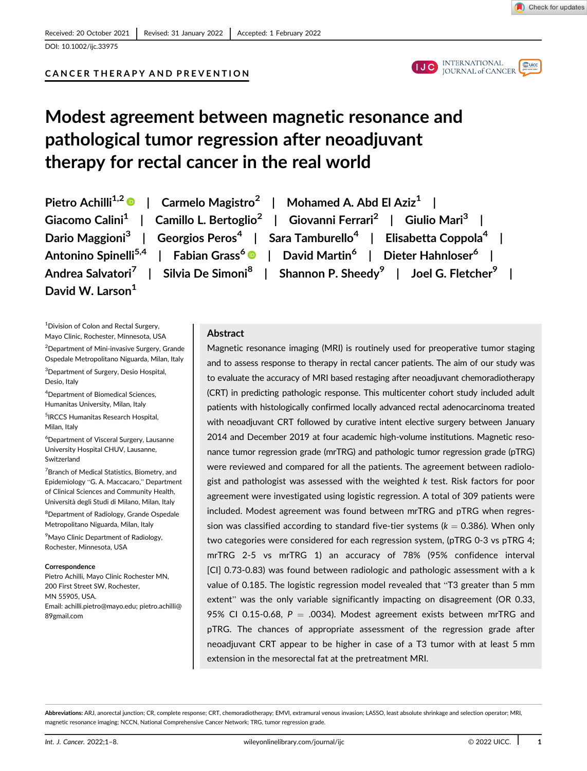Received: 20 October 2021 | Revised: 31 January 2022 | Accepted: 1 February 2022

DOI: 10.1002/ijc.33975

CANCER THERAPY AND PREVENTION

# Modest agreement between magnetic resonance and pathological tumor regression after neoadjuvant therapy for rectal cancer in the real world

Pietro Achilli[1,2] | Carmelo Magistro[2] | Mohamed A. Abd El Aziz[1] | Giacomo Calini[1] | Camillo L. Bertoglio[2] | Giovanni Ferrari[2] | Giulio Mari[3] | Dario Maggioni[3] | Georgios Peros[4] | Sara Tamburello[4] | Elisabetta Coppola[4] | Antonino Spinelli[5,4] | Fabian Grass[6] | David Martin[6] | Dieter Hahnloser[6] | Andrea Salvatori[7] | Silvia De Simoni[8] | Shannon P. Sheedy[9] | Joel G. Fletcher[9] | David W. Larson[1]

[1]Division of Colon and Rectal Surgery, Mayo Clinic, Rochester, Minnesota, USA

[2]Department of Mini-invasive Surgery, Grande Ospedale Metropolitano Niguarda, Milan, Italy

[3]Department of Surgery, Desio Hospital, Desio, Italy

[4]Department of Biomedical Sciences, Humanitas University, Milan, Italy

[5]IRCCS Humanitas Research Hospital, Milan, Italy

[6]Department of Visceral Surgery, Lausanne University Hospital CHUV, Lausanne, Switzerland

[7]Branch of Medical Statistics, Biometry, and Epidemiology "G. A. Maccacaro," Department of Clinical Sciences and Community Health, Università degli Studi di Milano, Milan, Italy

[8]Department of Radiology, Grande Ospedale Metropolitano Niguarda, Milan, Italy

[9]Mayo Clinic Department of Radiology, Rochester, Minnesota, USA

**Correspondence**

Pietro Achilli, Mayo Clinic Rochester MN, 200 First Street SW, Rochester, MN 55905, USA.

Email: achilli.pietro@mayo.edu; pietro.achilli@89gmail.com

## Abstract

Magnetic resonance imaging (MRI) is routinely used for preoperative tumor staging and to assess response to therapy in rectal cancer patients. The aim of our study was to evaluate the accuracy of MRI based restaging after neoadjuvant chemoradiotherapy (CRT) in predicting pathologic response. This multicenter cohort study included adult patients with histologically confirmed locally advanced rectal adenocarcinoma treated with neoadjuvant CRT followed by curative intent elective surgery between January 2014 and December 2019 at four academic high-volume institutions. Magnetic resonance tumor regression grade (mrTRG) and pathologic tumor regression grade (pTRG) were reviewed and compared for all the patients. The agreement between radiologist and pathologist was assessed with the weighted $k$ test. Risk factors for poor agreement were investigated using logistic regression. A total of 309 patients were included. Modest agreement was found between mrTRG and pTRG when regression was classified according to standard five-tier systems ($k = 0.386$). When only two categories were considered for each regression system, (pTRG 0-3 vs pTRG 4; mrTRG 2-5 vs mrTRG 1) an accuracy of 78% (95% confidence interval [CI] 0.73-0.83) was found between radiologic and pathologic assessment with a k value of 0.185. The logistic regression model revealed that "T3 greater than 5 mm extent" was the only variable significantly impacting on disagreement (OR 0.33, 95% CI 0.15-0.68, $P = .0034$). Modest agreement exists between mrTRG and pTRG. The chances of appropriate assessment of the regression grade after neoadjuvant CRT appear to be higher in case of a T3 tumor with at least 5 mm extension in the mesorectal fat at the pretreatment MRI.

**Abbreviations:** ARJ, anorectal junction; CR, complete response; CRT, chemoradiotherapy; EMVI, extramural venous invasion; LASSO, least absolute shrinkage and selection operator; MRI, magnetic resonance imaging; NCCN, National Comprehensive Cancer Network; TRG, tumor regression grade.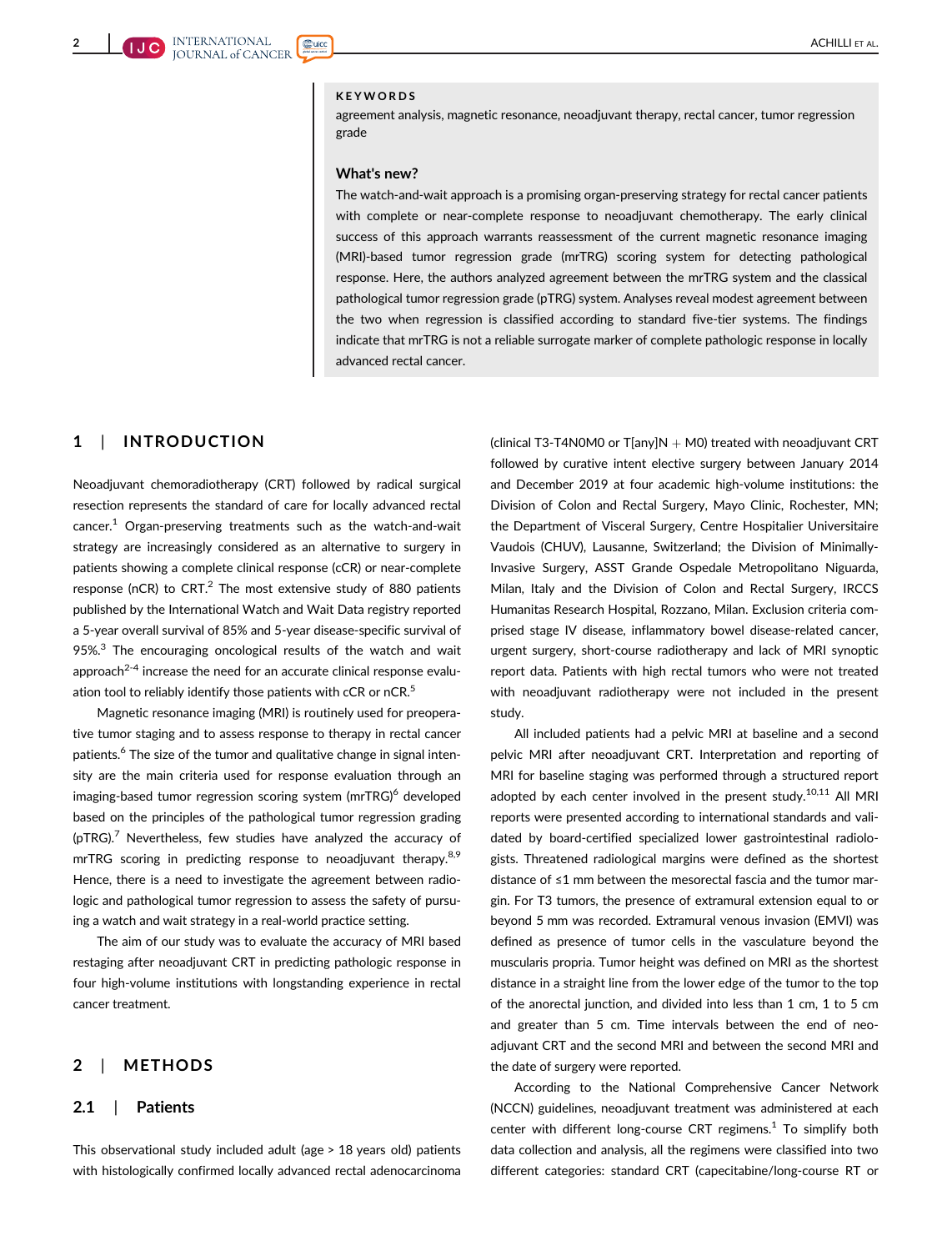**KEYWORDS**

agreement analysis, magnetic resonance, neoadjuvant therapy, rectal cancer, tumor regression grade

**What's new?**

The watch-and-wait approach is a promising organ-preserving strategy for rectal cancer patients with complete or near-complete response to neoadjuvant chemotherapy. The early clinical success of this approach warrants reassessment of the current magnetic resonance imaging (MRI)-based tumor regression grade (mrTRG) scoring system for detecting pathological response. Here, the authors analyzed agreement between the mrTRG system and the classical pathological tumor regression grade (pTRG) system. Analyses reveal modest agreement between the two when regression is classified according to standard five-tier systems. The findings indicate that mrTRG is not a reliable surrogate marker of complete pathologic response in locally advanced rectal cancer.

## 1 | INTRODUCTION

Neoadjuvant chemoradiotherapy (CRT) followed by radical surgical resection represents the standard of care for locally advanced rectal cancer.[1] Organ-preserving treatments such as the watch-and-wait strategy are increasingly considered as an alternative to surgery in patients showing a complete clinical response (cCR) or near-complete response (nCR) to CRT.[2] The most extensive study of 880 patients published by the International Watch and Wait Data registry reported a 5-year overall survival of 85% and 5-year disease-specific survival of 95%.[3] The encouraging oncological results of the watch and wait approach[2-4] increase the need for an accurate clinical response evaluation tool to reliably identify those patients with cCR or nCR.[5]

Magnetic resonance imaging (MRI) is routinely used for preoperative tumor staging and to assess response to therapy in rectal cancer patients.[6] The size of the tumor and qualitative change in signal intensity are the main criteria used for response evaluation through an imaging-based tumor regression scoring system (mrTRG)[6] developed based on the principles of the pathological tumor regression grading (pTRG).[7] Nevertheless, few studies have analyzed the accuracy of mrTRG scoring in predicting response to neoadjuvant therapy.[8,9] Hence, there is a need to investigate the agreement between radiologic and pathological tumor regression to assess the safety of pursuing a watch and wait strategy in a real-world practice setting.

The aim of our study was to evaluate the accuracy of MRI based restaging after neoadjuvant CRT in predicting pathologic response in four high-volume institutions with longstanding experience in rectal cancer treatment.

## 2 | METHODS

### 2.1 | Patients

This observational study included adult (age > 18 years old) patients with histologically confirmed locally advanced rectal adenocarcinoma (clinical T3-T4N0M0 or T[any]N + M0) treated with neoadjuvant CRT followed by curative intent elective surgery between January 2014 and December 2019 at four academic high-volume institutions: the Division of Colon and Rectal Surgery, Mayo Clinic, Rochester, MN; the Department of Visceral Surgery, Centre Hospitalier Universitaire Vaudois (CHUV), Lausanne, Switzerland; the Division of Minimally-Invasive Surgery, ASST Grande Ospedale Metropolitano Niguarda, Milan, Italy and the Division of Colon and Rectal Surgery, IRCCS Humanitas Research Hospital, Rozzano, Milan. Exclusion criteria comprised stage IV disease, inflammatory bowel disease-related cancer, urgent surgery, short-course radiotherapy and lack of MRI synoptic report data. Patients with high rectal tumors who were not treated with neoadjuvant radiotherapy were not included in the present study.

All included patients had a pelvic MRI at baseline and a second pelvic MRI after neoadjuvant CRT. Interpretation and reporting of MRI for baseline staging was performed through a structured report adopted by each center involved in the present study.[10,11] All MRI reports were presented according to international standards and validated by board-certified specialized lower gastrointestinal radiologists. Threatened radiological margins were defined as the shortest distance of ≤1 mm between the mesorectal fascia and the tumor margin. For T3 tumors, the presence of extramural extension equal to or beyond 5 mm was recorded. Extramural venous invasion (EMVI) was defined as presence of tumor cells in the vasculature beyond the muscularis propria. Tumor height was defined on MRI as the shortest distance in a straight line from the lower edge of the tumor to the top of the anorectal junction, and divided into less than 1 cm, 1 to 5 cm and greater than 5 cm. Time intervals between the end of neoadjuvant CRT and the second MRI and between the second MRI and the date of surgery were reported.

According to the National Comprehensive Cancer Network (NCCN) guidelines, neoadjuvant treatment was administered at each center with different long-course CRT regimens.[1] To simplify both data collection and analysis, all the regimens were classified into two different categories: standard CRT (capecitabine/long-course RT or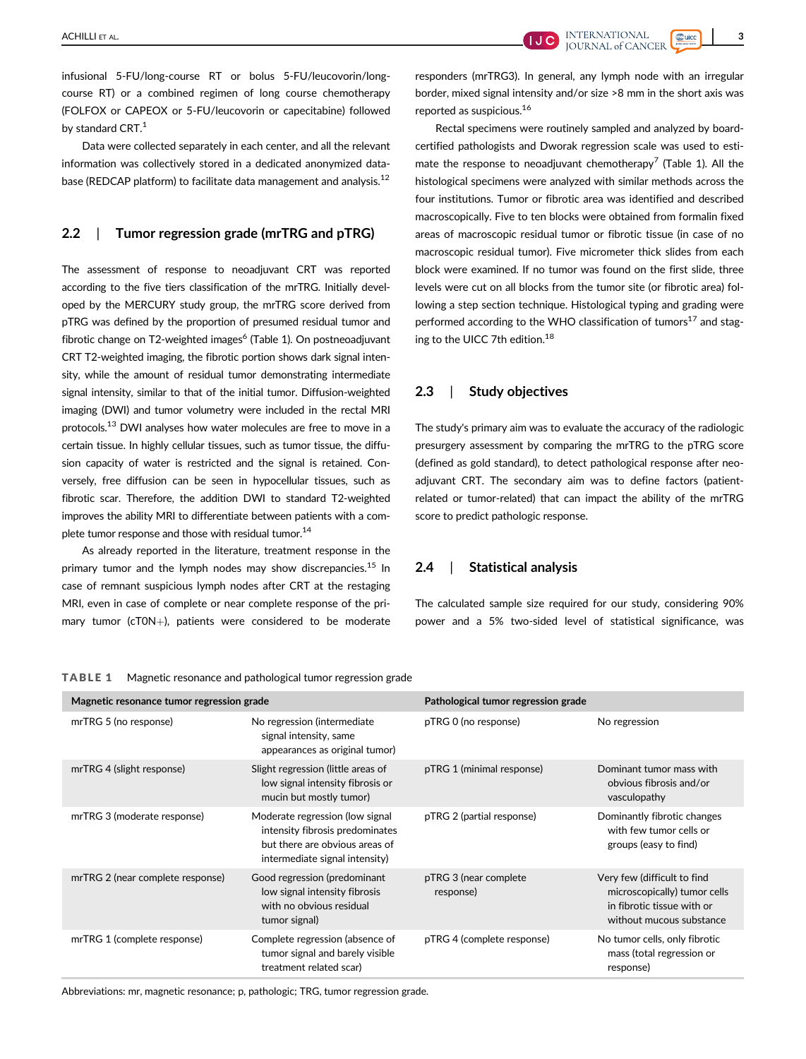infusional 5-FU/long-course RT or bolus 5-FU/leucovorin/long-course RT) or a combined regimen of long course chemotherapy (FOLFOX or CAPEOX or 5-FU/leucovorin or capecitabine) followed by standard CRT.[1]

Data were collected separately in each center, and all the relevant information was collectively stored in a dedicated anonymized database (REDCAP platform) to facilitate data management and analysis.[12]

## 2.2 | Tumor regression grade (mrTRG and pTRG)

The assessment of response to neoadjuvant CRT was reported according to the five tiers classification of the mrTRG. Initially developed by the MERCURY study group, the mrTRG score derived from pTRG was defined by the proportion of presumed residual tumor and fibrotic change on T2-weighted images[6] (Table 1). On postneoadjuvant CRT T2-weighted imaging, the fibrotic portion shows dark signal intensity, while the amount of residual tumor demonstrating intermediate signal intensity, similar to that of the initial tumor. Diffusion-weighted imaging (DWI) and tumor volumetry were included in the rectal MRI protocols.[13] DWI analyses how water molecules are free to move in a certain tissue. In highly cellular tissues, such as tumor tissue, the diffusion capacity of water is restricted and the signal is retained. Conversely, free diffusion can be seen in hypocellular tissues, such as fibrotic scar. Therefore, the addition DWI to standard T2-weighted improves the ability MRI to differentiate between patients with a complete tumor response and those with residual tumor.[14]

As already reported in the literature, treatment response in the primary tumor and the lymph nodes may show discrepancies.[15] In case of remnant suspicious lymph nodes after CRT at the restaging MRI, even in case of complete or near complete response of the primary tumor (cT0N+), patients were considered to be moderate responders (mrTRG3). In general, any lymph node with an irregular border, mixed signal intensity and/or size >8 mm in the short axis was reported as suspicious.[16]

Rectal specimens were routinely sampled and analyzed by board-certified pathologists and Dworak regression scale was used to estimate the response to neoadjuvant chemotherapy[7] (Table 1). All the histological specimens were analyzed with similar methods across the four institutions. Tumor or fibrotic area was identified and described macroscopically. Five to ten blocks were obtained from formalin fixed areas of macroscopic residual tumor or fibrotic tissue (in case of no macroscopic residual tumor). Five micrometer thick slides from each block were examined. If no tumor was found on the first slide, three levels were cut on all blocks from the tumor site (or fibrotic area) following a step section technique. Histological typing and grading were performed according to the WHO classification of tumors[17] and staging to the UICC 7th edition.[18]

## 2.3 | Study objectives

The study's primary aim was to evaluate the accuracy of the radiologic presurgery assessment by comparing the mrTRG to the pTRG score (defined as gold standard), to detect pathological response after neoadjuvant CRT. The secondary aim was to define factors (patient-related or tumor-related) that can impact the ability of the mrTRG score to predict pathologic response.

## 2.4 | Statistical analysis

The calculated sample size required for our study, considering 90% power and a 5% two-sided level of statistical significance, was

**TABLE 1** Magnetic resonance and pathological tumor regression grade

| Magnetic resonance tumor regression grade | | Pathological tumor regression grade | |
|---|---|---|---|
| mrTRG 5 (no response) | No regression (intermediate signal intensity, same appearances as original tumor) | pTRG 0 (no response) | No regression |
| mrTRG 4 (slight response) | Slight regression (little areas of low signal intensity fibrosis or mucin but mostly tumor) | pTRG 1 (minimal response) | Dominant tumor mass with obvious fibrosis and/or vasculopathy |
| mrTRG 3 (moderate response) | Moderate regression (low signal intensity fibrosis predominates but there are obvious areas of intermediate signal intensity) | pTRG 2 (partial response) | Dominantly fibrotic changes with few tumor cells or groups (easy to find) |
| mrTRG 2 (near complete response) | Good regression (predominant low signal intensity fibrosis with no obvious residual tumor signal) | pTRG 3 (near complete response) | Very few (difficult to find microscopically) tumor cells in fibrotic tissue with or without mucous substance |
| mrTRG 1 (complete response) | Complete regression (absence of tumor signal and barely visible treatment related scar) | pTRG 4 (complete response) | No tumor cells, only fibrotic mass (total regression or response) |

Abbreviations: mr, magnetic resonance; p, pathologic; TRG, tumor regression grade.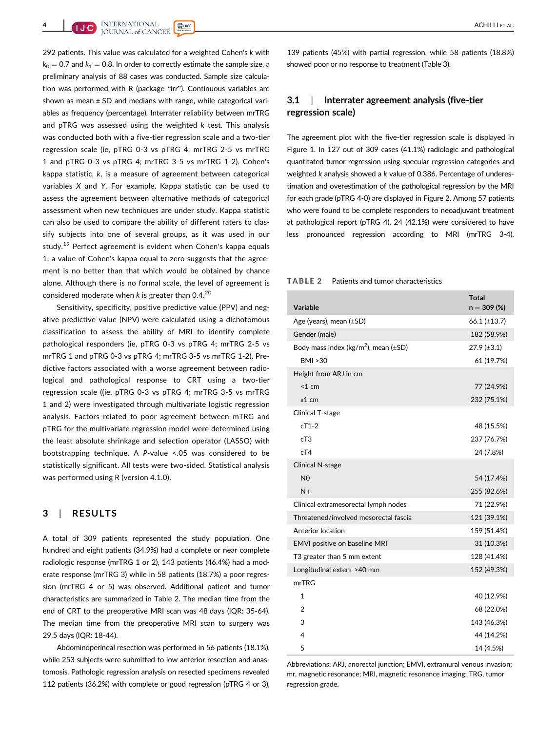292 patients. This value was calculated for a weighted Cohen's $k$ with $k_0 = 0.7$ and $k_1 = 0.8$. In order to correctly estimate the sample size, a preliminary analysis of 88 cases was conducted. Sample size calculation was performed with R (package "irr"). Continuous variables are shown as mean ± SD and medians with range, while categorical variables as frequency (percentage). Interrater reliability between mrTRG and pTRG was assessed using the weighted $k$ test. This analysis was conducted both with a five-tier regression scale and a two-tier regression scale (ie, pTRG 0-3 vs pTRG 4; mrTRG 2-5 vs mrTRG 1 and pTRG 0-3 vs pTRG 4; mrTRG 3-5 vs mrTRG 1-2). Cohen's kappa statistic, $k$, is a measure of agreement between categorical variables $X$ and $Y$. For example, Kappa statistic can be used to assess the agreement between alternative methods of categorical assessment when new techniques are under study. Kappa statistic can also be used to compare the ability of different raters to classify subjects into one of several groups, as it was used in our study.[19] Perfect agreement is evident when Cohen's kappa equals 1; a value of Cohen's kappa equal to zero suggests that the agreement is no better than that which would be obtained by chance alone. Although there is no formal scale, the level of agreement is considered moderate when $k$ is greater than 0.4.[20]

Sensitivity, specificity, positive predictive value (PPV) and negative predictive value (NPV) were calculated using a dichotomous classification to assess the ability of MRI to identify complete pathological responders (ie, pTRG 0-3 vs pTRG 4; mrTRG 2-5 vs mrTRG 1 and pTRG 0-3 vs pTRG 4; mrTRG 3-5 vs mrTRG 1-2). Predictive factors associated with a worse agreement between radiological and pathological response to CRT using a two-tier regression scale ((ie, pTRG 0-3 vs pTRG 4; mrTRG 3-5 vs mrTRG 1 and 2) were investigated through multivariate logistic regression analysis. Factors related to poor agreement between mTRG and pTRG for the multivariate regression model were determined using the least absolute shrinkage and selection operator (LASSO) with bootstrapping technique. A $P$-value $<.05$ was considered to be statistically significant. All tests were two-sided. Statistical analysis was performed using R (version 4.1.0).

## 3 | RESULTS

A total of 309 patients represented the study population. One hundred and eight patients (34.9%) had a complete or near complete radiologic response (mrTRG 1 or 2), 143 patients (46.4%) had a moderate response (mrTRG 3) while in 58 patients (18.7%) a poor regression (mrTRG 4 or 5) was observed. Additional patient and tumor characteristics are summarized in Table 2. The median time from the end of CRT to the preoperative MRI scan was 48 days (IQR: 35-64). The median time from the preoperative MRI scan to surgery was 29.5 days (IQR: 18-44).

Abdominoperineal resection was performed in 56 patients (18.1%), while 253 subjects were submitted to low anterior resection and anastomosis. Pathologic regression analysis on resected specimens revealed 112 patients (36.2%) with complete or good regression (pTRG 4 or 3), 139 patients (45%) with partial regression, while 58 patients (18.8%) showed poor or no response to treatment (Table 3).

### 3.1 | Interrater agreement analysis (five-tier regression scale)

The agreement plot with the five-tier regression scale is displayed in Figure 1. In 127 out of 309 cases (41.1%) radiologic and pathological quantitated tumor regression using specular regression categories and weighted $k$ analysis showed a $k$ value of 0.386. Percentage of underestimation and overestimation of the pathological regression by the MRI for each grade (pTRG 4-0) are displayed in Figure 2. Among 57 patients who were found to be complete responders to neoadjuvant treatment at pathological report (pTRG 4), 24 (42.1%) were considered to have less pronounced regression according to MRI (mrTRG 3-4).

**TABLE 2** Patients and tumor characteristics

| Variable | Total n = 309 (%) |
|---|---|
| Age (years), mean (±SD) | 66.1 (±13.7) |
| Gender (male) | 182 (58.9%) |
| Body mass index (kg/m$^2$), mean (±SD) | 27.9 (±3.1) |
| BMI >30 | 61 (19.7%) |
| Height from ARJ in cm | |
| <1 cm | 77 (24.9%) |
| ≥1 cm | 232 (75.1%) |
| Clinical T-stage | |
| cT1-2 | 48 (15.5%) |
| cT3 | 237 (76.7%) |
| cT4 | 24 (7.8%) |
| Clinical N-stage | |
| N0 | 54 (17.4%) |
| N+ | 255 (82.6%) |
| Clinical extramesorectal lymph nodes | 71 (22.9%) |
| Threatened/involved mesorectal fascia | 121 (39.1%) |
| Anterior location | 159 (51.4%) |
| EMVI positive on baseline MRI | 31 (10.3%) |
| T3 greater than 5 mm extent | 128 (41.4%) |
| Longitudinal extent >40 mm | 152 (49.3%) |
| mrTRG | |
| 1 | 40 (12.9%) |
| 2 | 68 (22.0%) |
| 3 | 143 (46.3%) |
| 4 | 44 (14.2%) |
| 5 | 14 (4.5%) |

Abbreviations: ARJ, anorectal junction; EMVI, extramural venous invasion; mr, magnetic resonance; MRI, magnetic resonance imaging; TRG, tumor regression grade.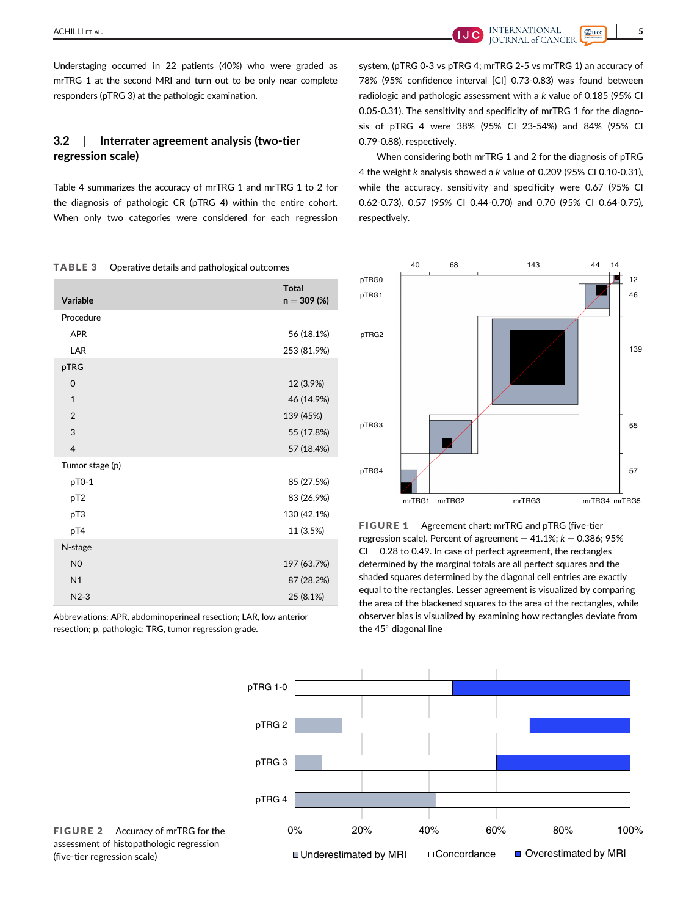Understaging occurred in 22 patients (40%) who were graded as mrTRG 1 at the second MRI and turn out to be only near complete responders (pTRG 3) at the pathologic examination.

### 3.2 | Interrater agreement analysis (two-tier regression scale)

Table 4 summarizes the accuracy of mrTRG 1 and mrTRG 1 to 2 for the diagnosis of pathologic CR (pTRG 4) within the entire cohort. When only two categories were considered for each regression system, (pTRG 0-3 vs pTRG 4; mrTRG 2-5 vs mrTRG 1) an accuracy of 78% (95% confidence interval [CI] 0.73-0.83) was found between radiologic and pathologic assessment with a *k* value of 0.185 (95% CI 0.05-0.31). The sensitivity and specificity of mrTRG 1 for the diagnosis of pTRG 4 were 38% (95% CI 23-54%) and 84% (95% CI 0.79-0.88), respectively.

When considering both mrTRG 1 and 2 for the diagnosis of pTRG 4 the weight *k* analysis showed a *k* value of 0.209 (95% CI 0.10-0.31), while the accuracy, sensitivity and specificity were 0.67 (95% CI 0.62-0.73), 0.57 (95% CI 0.44-0.70) and 0.70 (95% CI 0.64-0.75), respectively.

**TABLE 3** Operative details and pathological outcomes

| Variable | Total n = 309 (%) |
|---|---|
| Procedure | |
| APR | 56 (18.1%) |
| LAR | 253 (81.9%) |
| pTRG | |
| 0 | 12 (3.9%) |
| 1 | 46 (14.9%) |
| 2 | 139 (45%) |
| 3 | 55 (17.8%) |
| 4 | 57 (18.4%) |
| Tumor stage (p) | |
| pT0-1 | 85 (27.5%) |
| pT2 | 83 (26.9%) |
| pT3 | 130 (42.1%) |
| pT4 | 11 (3.5%) |
| N-stage | |
| N0 | 197 (63.7%) |
| N1 | 87 (28.2%) |
| N2-3 | 25 (8.1%) |

Abbreviations: APR, abdominoperineal resection; LAR, low anterior resection; p, pathologic; TRG, tumor regression grade.

**FIGURE 1** Agreement chart: mrTRG and pTRG (five-tier regression scale). Percent of agreement = 41.1%; *k* = 0.386; 95% CI = 0.28 to 0.49. In case of perfect agreement, the rectangles determined by the marginal totals are all perfect squares and the shaded squares determined by the diagonal cell entries are exactly equal to the rectangles. Lesser agreement is visualized by comparing the area of the blackened squares to the area of the rectangles, while observer bias is visualized by examining how rectangles deviate from the 45° diagonal line

**FIGURE 2** Accuracy of mrTRG for the assessment of histopathologic regression (five-tier regression scale)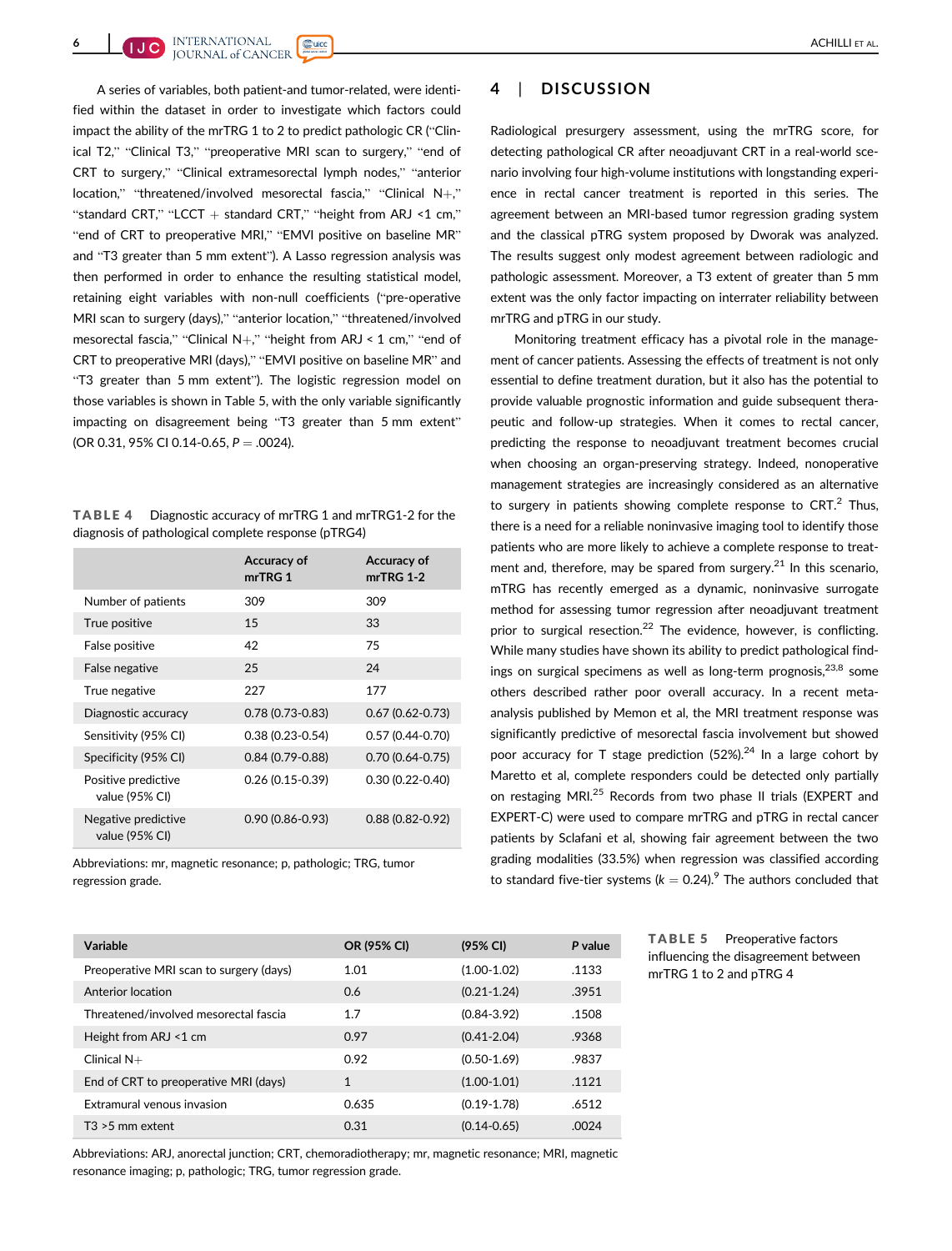A series of variables, both patient-and tumor-related, were identified within the dataset in order to investigate which factors could impact the ability of the mrTRG 1 to 2 to predict pathologic CR ("Clinical T2," "Clinical T3," "preoperative MRI scan to surgery," "end of CRT to surgery," "Clinical extramesorectal lymph nodes," "anterior location," "threatened/involved mesorectal fascia," "Clinical N+," "standard CRT," "LCCT + standard CRT," "height from ARJ <1 cm," "end of CRT to preoperative MRI," "EMVI positive on baseline MR" and "T3 greater than 5 mm extent"). A Lasso regression analysis was then performed in order to enhance the resulting statistical model, retaining eight variables with non-null coefficients ("pre-operative MRI scan to surgery (days)," "anterior location," "threatened/involved mesorectal fascia," "Clinical N+," "height from ARJ < 1 cm," "end of CRT to preoperative MRI (days)," "EMVI positive on baseline MR" and "T3 greater than 5 mm extent"). The logistic regression model on those variables is shown in Table 5, with the only variable significantly impacting on disagreement being "T3 greater than 5 mm extent" (OR 0.31, 95% CI 0.14-0.65, $P = .0024$).

**TABLE 4** Diagnostic accuracy of mrTRG 1 and mrTRG1-2 for the diagnosis of pathological complete response (pTRG4)

| | Accuracy of mrTRG 1 | Accuracy of mrTRG 1-2 |
|---|---|---|
| Number of patients | 309 | 309 |
| True positive | 15 | 33 |
| False positive | 42 | 75 |
| False negative | 25 | 24 |
| True negative | 227 | 177 |
| Diagnostic accuracy | 0.78 (0.73-0.83) | 0.67 (0.62-0.73) |
| Sensitivity (95% CI) | 0.38 (0.23-0.54) | 0.57 (0.44-0.70) |
| Specificity (95% CI) | 0.84 (0.79-0.88) | 0.70 (0.64-0.75) |
| Positive predictive value (95% CI) | 0.26 (0.15-0.39) | 0.30 (0.22-0.40) |
| Negative predictive value (95% CI) | 0.90 (0.86-0.93) | 0.88 (0.82-0.92) |

Abbreviations: mr, magnetic resonance; p, pathologic; TRG, tumor regression grade.

## 4 | DISCUSSION

Radiological presurgery assessment, using the mrTRG score, for detecting pathological CR after neoadjuvant CRT in a real-world scenario involving four high-volume institutions with longstanding experience in rectal cancer treatment is reported in this series. The agreement between an MRI-based tumor regression grading system and the classical pTRG system proposed by Dworak was analyzed. The results suggest only modest agreement between radiologic and pathologic assessment. Moreover, a T3 extent of greater than 5 mm extent was the only factor impacting on interrater reliability between mrTRG and pTRG in our study.

Monitoring treatment efficacy has a pivotal role in the management of cancer patients. Assessing the effects of treatment is not only essential to define treatment duration, but it also has the potential to provide valuable prognostic information and guide subsequent therapeutic and follow-up strategies. When it comes to rectal cancer, predicting the response to neoadjuvant treatment becomes crucial when choosing an organ-preserving strategy. Indeed, nonoperative management strategies are increasingly considered as an alternative to surgery in patients showing complete response to CRT.[2] Thus, there is a need for a reliable noninvasive imaging tool to identify those patients who are more likely to achieve a complete response to treatment and, therefore, may be spared from surgery.[21] In this scenario, mTRG has recently emerged as a dynamic, noninvasive surrogate method for assessing tumor regression after neoadjuvant treatment prior to surgical resection.[22] The evidence, however, is conflicting. While many studies have shown its ability to predict pathological findings on surgical specimens as well as long-term prognosis,[23,8] some others described rather poor overall accuracy. In a recent meta-analysis published by Memon et al, the MRI treatment response was significantly predictive of mesorectal fascia involvement but showed poor accuracy for T stage prediction (52%).[24] In a large cohort by Maretto et al, complete responders could be detected only partially on restaging MRI.[25] Records from two phase II trials (EXPERT and EXPERT-C) were used to compare mrTRG and pTRG in rectal cancer patients by Sclafani et al, showing fair agreement between the two grading modalities (33.5%) when regression was classified according to standard five-tier systems ($k = 0.24$).[9] The authors concluded that

**TABLE 5** Preoperative factors influencing the disagreement between mrTRG 1 to 2 and pTRG 4

| Variable | OR (95% CI) | (95% CI) | P value |
|---|---|---|---|
| Preoperative MRI scan to surgery (days) | 1.01 | (1.00-1.02) | .1133 |
| Anterior location | 0.6 | (0.21-1.24) | .3951 |
| Threatened/involved mesorectal fascia | 1.7 | (0.84-3.92) | .1508 |
| Height from ARJ <1 cm | 0.97 | (0.41-2.04) | .9368 |
| Clinical N+ | 0.92 | (0.50-1.69) | .9837 |
| End of CRT to preoperative MRI (days) | 1 | (1.00-1.01) | .1121 |
| Extramural venous invasion | 0.635 | (0.19-1.78) | .6512 |
| T3 >5 mm extent | 0.31 | (0.14-0.65) | .0024 |

Abbreviations: ARJ, anorectal junction; CRT, chemoradiotherapy; mr, magnetic resonance; MRI, magnetic resonance imaging; p, pathologic; TRG, tumor regression grade.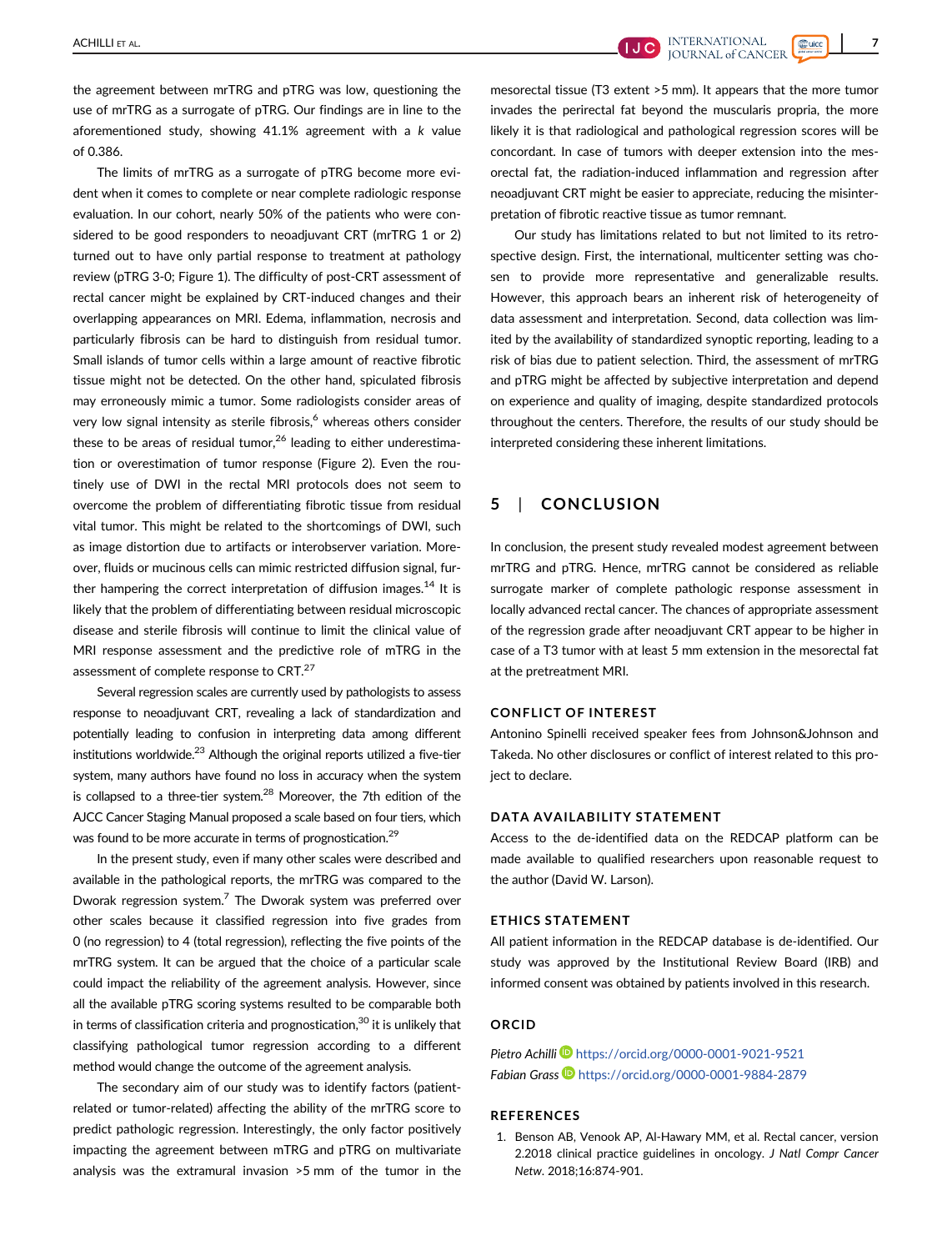the agreement between mrTRG and pTRG was low, questioning the use of mrTRG as a surrogate of pTRG. Our findings are in line to the aforementioned study, showing 41.1% agreement with a *k* value of 0.386.

The limits of mrTRG as a surrogate of pTRG become more evident when it comes to complete or near complete radiologic response evaluation. In our cohort, nearly 50% of the patients who were considered to be good responders to neoadjuvant CRT (mrTRG 1 or 2) turned out to have only partial response to treatment at pathology review (pTRG 3-0; Figure 1). The difficulty of post-CRT assessment of rectal cancer might be explained by CRT-induced changes and their overlapping appearances on MRI. Edema, inflammation, necrosis and particularly fibrosis can be hard to distinguish from residual tumor. Small islands of tumor cells within a large amount of reactive fibrotic tissue might not be detected. On the other hand, spiculated fibrosis may erroneously mimic a tumor. Some radiologists consider areas of very low signal intensity as sterile fibrosis,[6] whereas others consider these to be areas of residual tumor,[26] leading to either underestimation or overestimation of tumor response (Figure 2). Even the routinely use of DWI in the rectal MRI protocols does not seem to overcome the problem of differentiating fibrotic tissue from residual vital tumor. This might be related to the shortcomings of DWI, such as image distortion due to artifacts or interobserver variation. Moreover, fluids or mucinous cells can mimic restricted diffusion signal, further hampering the correct interpretation of diffusion images.[14] It is likely that the problem of differentiating between residual microscopic disease and sterile fibrosis will continue to limit the clinical value of MRI response assessment and the predictive role of mTRG in the assessment of complete response to CRT.[27]

Several regression scales are currently used by pathologists to assess response to neoadjuvant CRT, revealing a lack of standardization and potentially leading to confusion in interpreting data among different institutions worldwide.[23] Although the original reports utilized a five-tier system, many authors have found no loss in accuracy when the system is collapsed to a three-tier system.[28] Moreover, the 7th edition of the AJCC Cancer Staging Manual proposed a scale based on four tiers, which was found to be more accurate in terms of prognostication.[29]

In the present study, even if many other scales were described and available in the pathological reports, the mrTRG was compared to the Dworak regression system.[7] The Dworak system was preferred over other scales because it classified regression into five grades from 0 (no regression) to 4 (total regression), reflecting the five points of the mrTRG system. It can be argued that the choice of a particular scale could impact the reliability of the agreement analysis. However, since all the available pTRG scoring systems resulted to be comparable both in terms of classification criteria and prognostication,[30] it is unlikely that classifying pathological tumor regression according to a different method would change the outcome of the agreement analysis.

The secondary aim of our study was to identify factors (patient-related or tumor-related) affecting the ability of the mrTRG score to predict pathologic regression. Interestingly, the only factor positively impacting the agreement between mTRG and pTRG on multivariate analysis was the extramural invasion >5 mm of the tumor in the mesorectal tissue (T3 extent >5 mm). It appears that the more tumor invades the perirectal fat beyond the muscularis propria, the more likely it is that radiological and pathological regression scores will be concordant. In case of tumors with deeper extension into the mesorectal fat, the radiation-induced inflammation and regression after neoadjuvant CRT might be easier to appreciate, reducing the misinterpretation of fibrotic reactive tissue as tumor remnant.

Our study has limitations related to but not limited to its retrospective design. First, the international, multicenter setting was chosen to provide more representative and generalizable results. However, this approach bears an inherent risk of heterogeneity of data assessment and interpretation. Second, data collection was limited by the availability of standardized synoptic reporting, leading to a risk of bias due to patient selection. Third, the assessment of mrTRG and pTRG might be affected by subjective interpretation and depend on experience and quality of imaging, despite standardized protocols throughout the centers. Therefore, the results of our study should be interpreted considering these inherent limitations.

## 5 | CONCLUSION

In conclusion, the present study revealed modest agreement between mrTRG and pTRG. Hence, mrTRG cannot be considered as reliable surrogate marker of complete pathologic response assessment in locally advanced rectal cancer. The chances of appropriate assessment of the regression grade after neoadjuvant CRT appear to be higher in case of a T3 tumor with at least 5 mm extension in the mesorectal fat at the pretreatment MRI.

### CONFLICT OF INTEREST

Antonino Spinelli received speaker fees from Johnson&Johnson and Takeda. No other disclosures or conflict of interest related to this project to declare.

### DATA AVAILABILITY STATEMENT

Access to the de-identified data on the REDCAP platform can be made available to qualified researchers upon reasonable request to the author (David W. Larson).

### ETHICS STATEMENT

All patient information in the REDCAP database is de-identified. Our study was approved by the Institutional Review Board (IRB) and informed consent was obtained by patients involved in this research.

### ORCID

*Pietro Achilli* https://orcid.org/0000-0001-9021-9521
*Fabian Grass* https://orcid.org/0000-0001-9884-2879

### REFERENCES

1. Benson AB, Venook AP, Al-Hawary MM, et al. Rectal cancer, version 2.2018 clinical practice guidelines in oncology. *J Natl Compr Cancer Netw*. 2018;16:874-901.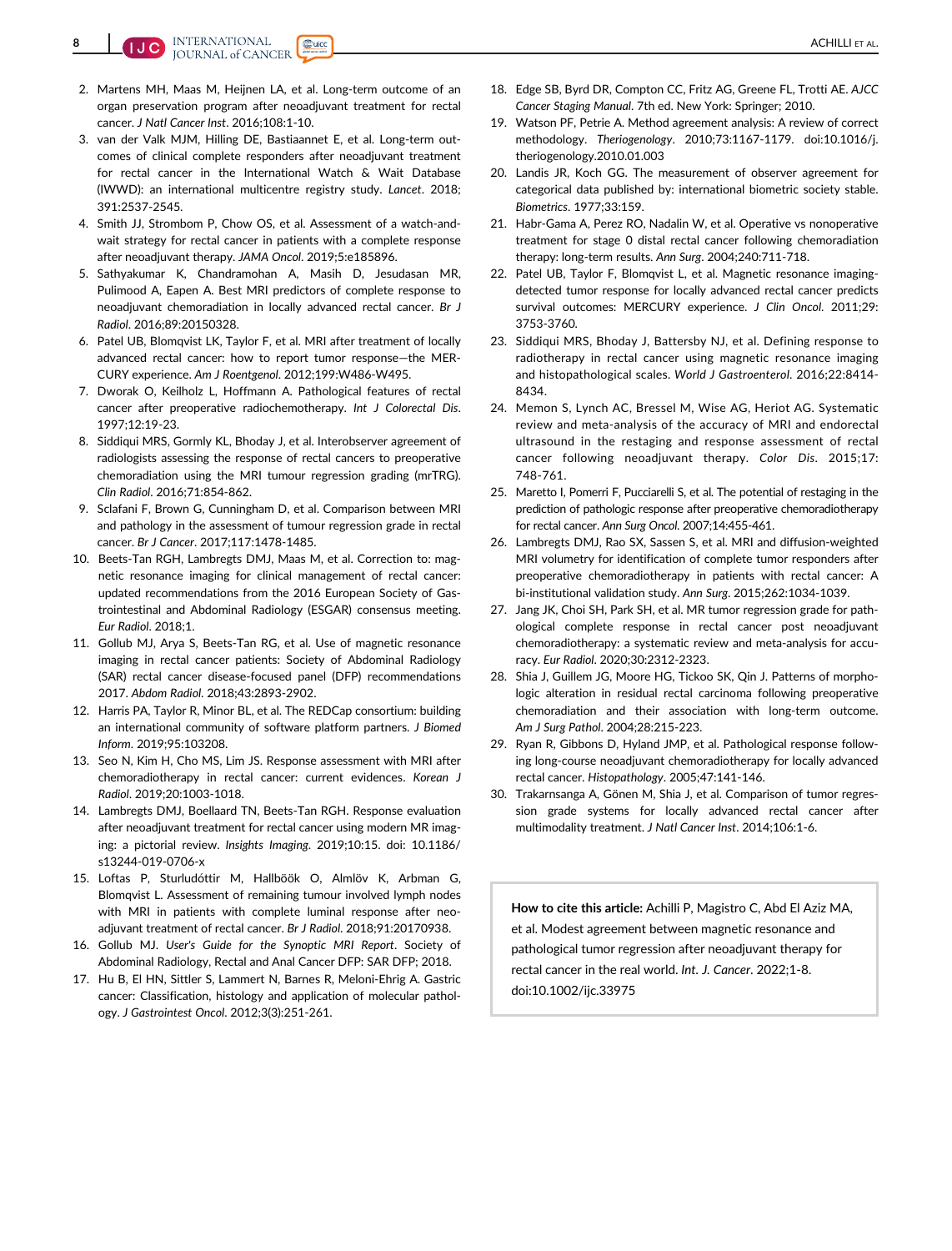2. Martens MH, Maas M, Heijnen LA, et al. Long-term outcome of an organ preservation program after neoadjuvant treatment for rectal cancer. *J Natl Cancer Inst*. 2016;108:1-10.
3. van der Valk MJM, Hilling DE, Bastiaannet E, et al. Long-term outcomes of clinical complete responders after neoadjuvant treatment for rectal cancer in the International Watch & Wait Database (IWWD): an international multicentre registry study. *Lancet*. 2018; 391:2537-2545.
4. Smith JJ, Strombom P, Chow OS, et al. Assessment of a watch-and-wait strategy for rectal cancer in patients with a complete response after neoadjuvant therapy. *JAMA Oncol*. 2019;5:e185896.
5. Sathyakumar K, Chandramohan A, Masih D, Jesudasan MR, Pulimood A, Eapen A. Best MRI predictors of complete response to neoadjuvant chemoradiation in locally advanced rectal cancer. *Br J Radiol*. 2016;89:20150328.
6. Patel UB, Blomqvist LK, Taylor F, et al. MRI after treatment of locally advanced rectal cancer: how to report tumor response—the MERCURY experience. *Am J Roentgenol*. 2012;199:W486-W495.
7. Dworak O, Keilholz L, Hoffmann A. Pathological features of rectal cancer after preoperative radiochemotherapy. *Int J Colorectal Dis*. 1997;12:19-23.
8. Siddiqui MRS, Gormly KL, Bhoday J, et al. Interobserver agreement of radiologists assessing the response of rectal cancers to preoperative chemoradiation using the MRI tumour regression grading (mrTRG). *Clin Radiol*. 2016;71:854-862.
9. Sclafani F, Brown G, Cunningham D, et al. Comparison between MRI and pathology in the assessment of tumour regression grade in rectal cancer. *Br J Cancer*. 2017;117:1478-1485.
10. Beets-Tan RGH, Lambregts DMJ, Maas M, et al. Correction to: magnetic resonance imaging for clinical management of rectal cancer: updated recommendations from the 2016 European Society of Gastrointestinal and Abdominal Radiology (ESGAR) consensus meeting. *Eur Radiol*. 2018;1.
11. Gollub MJ, Arya S, Beets-Tan RG, et al. Use of magnetic resonance imaging in rectal cancer patients: Society of Abdominal Radiology (SAR) rectal cancer disease-focused panel (DFP) recommendations 2017. *Abdom Radiol*. 2018;43:2893-2902.
12. Harris PA, Taylor R, Minor BL, et al. The REDCap consortium: building an international community of software platform partners. *J Biomed Inform*. 2019;95:103208.
13. Seo N, Kim H, Cho MS, Lim JS. Response assessment with MRI after chemoradiotherapy in rectal cancer: current evidences. *Korean J Radiol*. 2019;20:1003-1018.
14. Lambregts DMJ, Boellaard TN, Beets-Tan RGH. Response evaluation after neoadjuvant treatment for rectal cancer using modern MR imaging: a pictorial review. *Insights Imaging*. 2019;10:15. doi: 10.1186/s13244-019-0706-x
15. Loftas P, Sturludóttir M, Hallböök O, Almlöv K, Arbman G, Blomqvist L. Assessment of remaining tumour involved lymph nodes with MRI in patients with complete luminal response after neoadjuvant treatment of rectal cancer. *Br J Radiol*. 2018;91:20170938.
16. Gollub MJ. *User's Guide for the Synoptic MRI Report*. Society of Abdominal Radiology, Rectal and Anal Cancer DFP: SAR DFP; 2018.
17. Hu B, El HN, Sittler S, Lammert N, Barnes R, Meloni-Ehrig A. Gastric cancer: Classification, histology and application of molecular pathology. *J Gastrointest Oncol*. 2012;3(3):251-261.
18. Edge SB, Byrd DR, Compton CC, Fritz AG, Greene FL, Trotti AE. *AJCC Cancer Staging Manual*. 7th ed. New York: Springer; 2010.
19. Watson PF, Petrie A. Method agreement analysis: A review of correct methodology. *Theriogenology*. 2010;73:1167-1179. doi:10.1016/j.theriogenology.2010.01.003
20. Landis JR, Koch GG. The measurement of observer agreement for categorical data published by: international biometric society stable. *Biometrics*. 1977;33:159.
21. Habr-Gama A, Perez RO, Nadalin W, et al. Operative vs nonoperative treatment for stage 0 distal rectal cancer following chemoradiation therapy: long-term results. *Ann Surg*. 2004;240:711-718.
22. Patel UB, Taylor F, Blomqvist L, et al. Magnetic resonance imaging-detected tumor response for locally advanced rectal cancer predicts survival outcomes: MERCURY experience. *J Clin Oncol*. 2011;29: 3753-3760.
23. Siddiqui MRS, Bhoday J, Battersby NJ, et al. Defining response to radiotherapy in rectal cancer using magnetic resonance imaging and histopathological scales. *World J Gastroenterol*. 2016;22:8414-8434.
24. Memon S, Lynch AC, Bressel M, Wise AG, Heriot AG. Systematic review and meta-analysis of the accuracy of MRI and endorectal ultrasound in the restaging and response assessment of rectal cancer following neoadjuvant therapy. *Color Dis*. 2015;17: 748-761.
25. Maretto I, Pomerri F, Pucciarelli S, et al. The potential of restaging in the prediction of pathologic response after preoperative chemoradiotherapy for rectal cancer. *Ann Surg Oncol*. 2007;14:455-461.
26. Lambregts DMJ, Rao SX, Sassen S, et al. MRI and diffusion-weighted MRI volumetry for identification of complete tumor responders after preoperative chemoradiotherapy in patients with rectal cancer: A bi-institutional validation study. *Ann Surg*. 2015;262:1034-1039.
27. Jang JK, Choi SH, Park SH, et al. MR tumor regression grade for pathological complete response in rectal cancer post neoadjuvant chemoradiotherapy: a systematic review and meta-analysis for accuracy. *Eur Radiol*. 2020;30:2312-2323.
28. Shia J, Guillem JG, Moore HG, Tickoo SK, Qin J. Patterns of morphologic alteration in residual rectal carcinoma following preoperative chemoradiation and their association with long-term outcome. *Am J Surg Pathol*. 2004;28:215-223.
29. Ryan R, Gibbons D, Hyland JMP, et al. Pathological response following long-course neoadjuvant chemoradiotherapy for locally advanced rectal cancer. *Histopathology*. 2005;47:141-146.
30. Trakarnsanga A, Gönen M, Shia J, et al. Comparison of tumor regression grade systems for locally advanced rectal cancer after multimodality treatment. *J Natl Cancer Inst*. 2014;106:1-6.

**How to cite this article:** Achilli P, Magistro C, Abd El Aziz MA, et al. Modest agreement between magnetic resonance and pathological tumor regression after neoadjuvant therapy for rectal cancer in the real world. *Int. J. Cancer*. 2022;1-8. doi:10.1002/ijc.33975